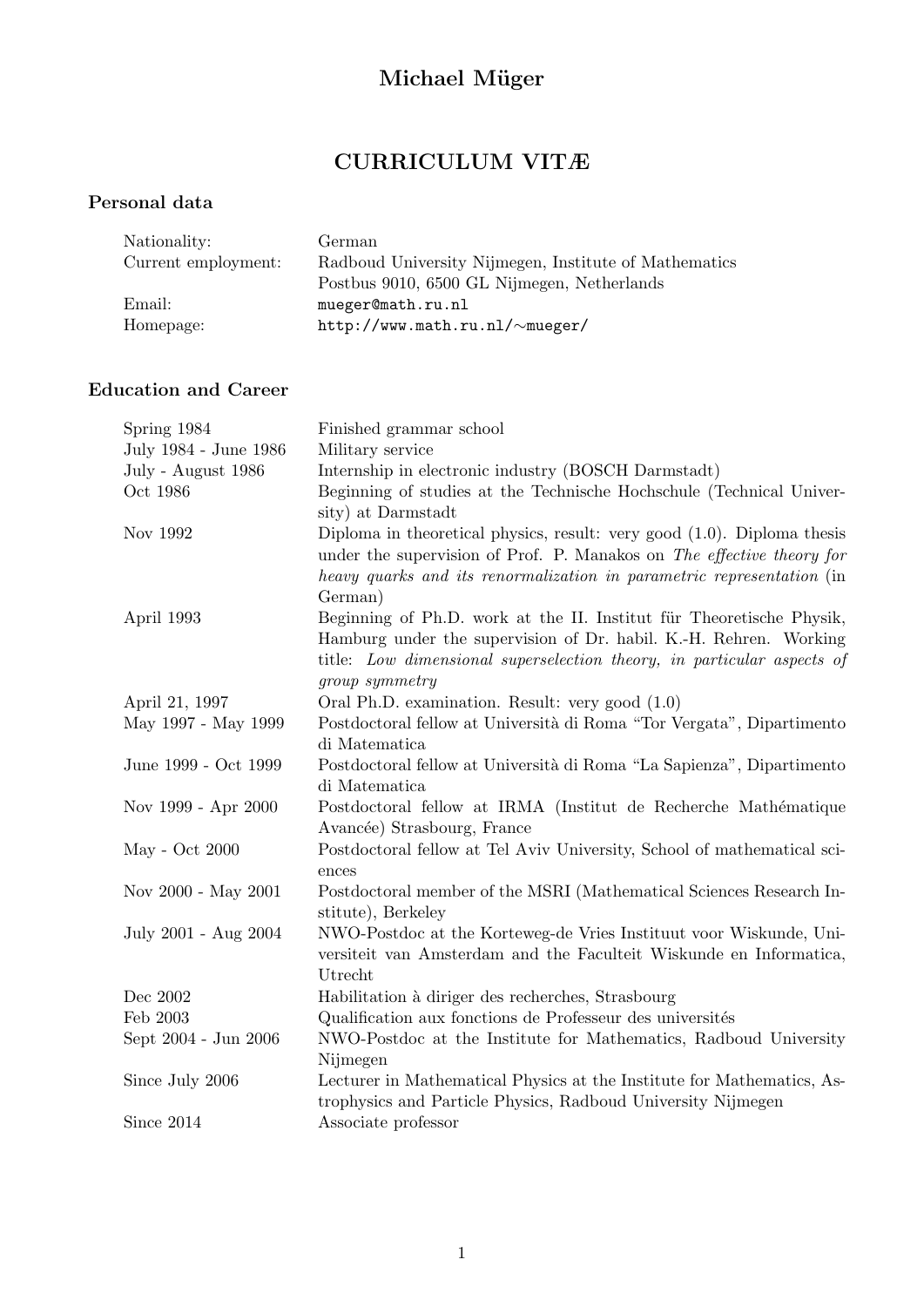# Michael Müger

## CURRICULUM VITÆ

### Personal data

| | |
|---|---|
| Nationality: | German |
| Current employment: | Radboud University Nijmegen, Institute of Mathematics<br>Postbus 9010, 6500 GL Nijmegen, Netherlands |
| Email: | mueger@math.ru.nl |
| Homepage: | http://www.math.ru.nl/∼mueger/ |

### Education and Career

| | |
|---|---|
| Spring 1984 | Finished grammar school |
| July 1984 - June 1986 | Military service |
| July - August 1986 | Internship in electronic industry (BOSCH Darmstadt) |
| Oct 1986 | Beginning of studies at the Technische Hochschule (Technical University) at Darmstadt |
| Nov 1992 | Diploma in theoretical physics, result: very good (1.0). Diploma thesis under the supervision of Prof. P. Manakos on *The effective theory for heavy quarks and its renormalization in parametric representation* (in German) |
| April 1993 | Beginning of Ph.D. work at the II. Institut für Theoretische Physik, Hamburg under the supervision of Dr. habil. K.-H. Rehren. Working title: *Low dimensional superselection theory, in particular aspects of group symmetry* |
| April 21, 1997 | Oral Ph.D. examination. Result: very good (1.0) |
| May 1997 - May 1999 | Postdoctoral fellow at Università di Roma "Tor Vergata", Dipartimento di Matematica |
| June 1999 - Oct 1999 | Postdoctoral fellow at Università di Roma "La Sapienza", Dipartimento di Matematica |
| Nov 1999 - Apr 2000 | Postdoctoral fellow at IRMA (Institut de Recherche Mathématique Avancée) Strasbourg, France |
| May - Oct 2000 | Postdoctoral fellow at Tel Aviv University, School of mathematical sciences |
| Nov 2000 - May 2001 | Postdoctoral member of the MSRI (Mathematical Sciences Research Institute), Berkeley |
| July 2001 - Aug 2004 | NWO-Postdoc at the Korteweg-de Vries Instituut voor Wiskunde, Universiteit van Amsterdam and the Faculteit Wiskunde en Informatica, Utrecht |
| Dec 2002 | Habilitation à diriger des recherches, Strasbourg |
| Feb 2003 | Qualification aux fonctions de Professeur des universités |
| Sept 2004 - Jun 2006 | NWO-Postdoc at the Institute for Mathematics, Radboud University Nijmegen |
| Since July 2006 | Lecturer in Mathematical Physics at the Institute for Mathematics, Astrophysics and Particle Physics, Radboud University Nijmegen |
| Since 2014 | Associate professor |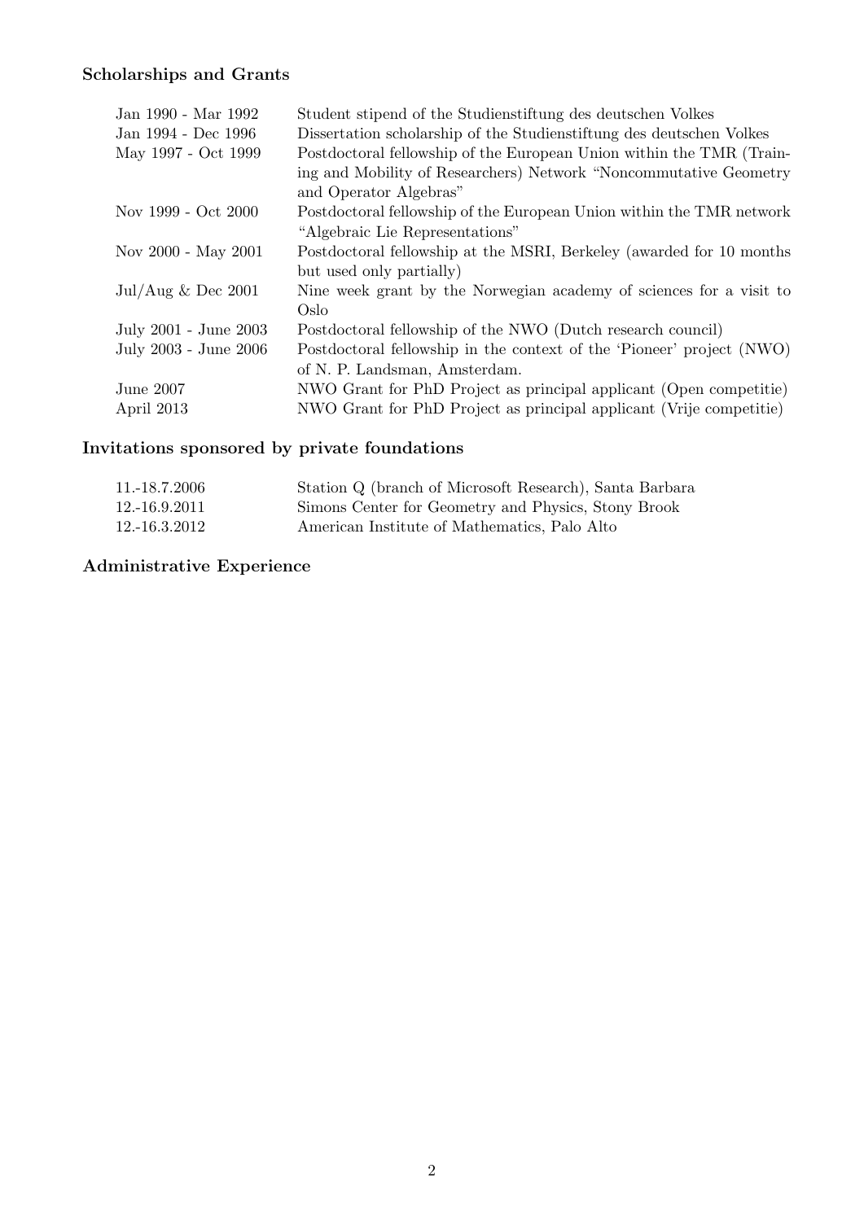## Scholarships and Grants

| | |
|---|---|
| Jan 1990 - Mar 1992 | Student stipend of the Studienstiftung des deutschen Volkes |
| Jan 1994 - Dec 1996 | Dissertation scholarship of the Studienstiftung des deutschen Volkes |
| May 1997 - Oct 1999 | Postdoctoral fellowship of the European Union within the TMR (Training and Mobility of Researchers) Network "Noncommutative Geometry and Operator Algebras" |
| Nov 1999 - Oct 2000 | Postdoctoral fellowship of the European Union within the TMR network "Algebraic Lie Representations" |
| Nov 2000 - May 2001 | Postdoctoral fellowship at the MSRI, Berkeley (awarded for 10 months but used only partially) |
| Jul/Aug & Dec 2001 | Nine week grant by the Norwegian academy of sciences for a visit to Oslo |
| July 2001 - June 2003 | Postdoctoral fellowship of the NWO (Dutch research council) |
| July 2003 - June 2006 | Postdoctoral fellowship in the context of the 'Pioneer' project (NWO) of N. P. Landsman, Amsterdam. |
| June 2007 | NWO Grant for PhD Project as principal applicant (Open competitie) |
| April 2013 | NWO Grant for PhD Project as principal applicant (Vrije competitie) |

## Invitations sponsored by private foundations

| | |
|---|---|
| 11.-18.7.2006 | Station Q (branch of Microsoft Research), Santa Barbara |
| 12.-16.9.2011 | Simons Center for Geometry and Physics, Stony Brook |
| 12.-16.3.2012 | American Institute of Mathematics, Palo Alto |

## Administrative Experience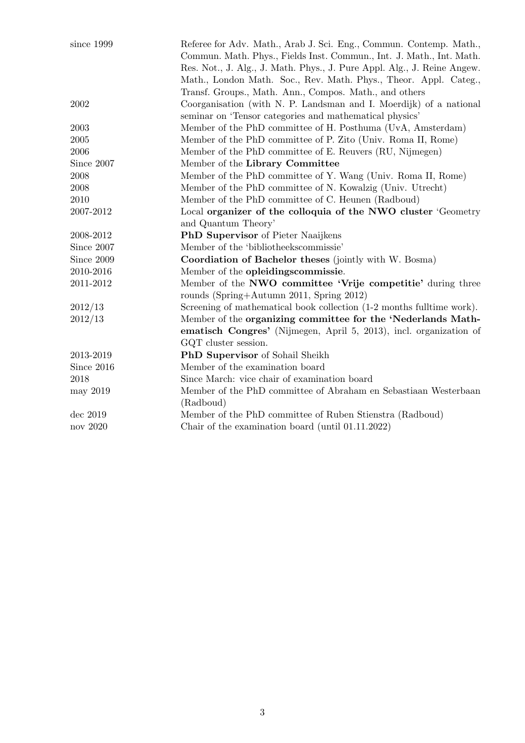| | |
|---|---|
| since 1999 | Referee for Adv. Math., Arab J. Sci. Eng., Commun. Contemp. Math., Commun. Math. Phys., Fields Inst. Commun., Int. J. Math., Int. Math. Res. Not., J. Alg., J. Math. Phys., J. Pure Appl. Alg., J. Reine Angew. Math., London Math. Soc., Rev. Math. Phys., Theor. Appl. Categ., Transf. Groups., Math. Ann., Compos. Math., and others |
| 2002 | Coorganisation (with N. P. Landsman and I. Moerdijk) of a national seminar on 'Tensor categories and mathematical physics' |
| 2003 | Member of the PhD committee of H. Posthuma (UvA, Amsterdam) |
| 2005 | Member of the PhD committee of P. Zito (Univ. Roma II, Rome) |
| 2006 | Member of the PhD committee of E. Reuvers (RU, Nijmegen) |
| Since 2007 | Member of the **Library Committee** |
| 2008 | Member of the PhD committee of Y. Wang (Univ. Roma II, Rome) |
| 2008 | Member of the PhD committee of N. Kowalzig (Univ. Utrecht) |
| 2010 | Member of the PhD committee of C. Heunen (Radboud) |
| 2007-2012 | Local **organizer of the colloquia of the NWO cluster** 'Geometry and Quantum Theory' |
| 2008-2012 | **PhD Supervisor** of Pieter Naaijkens |
| Since 2007 | Member of the 'bibliotheekscommissie' |
| Since 2009 | **Coordiation of Bachelor theses** (jointly with W. Bosma) |
| 2010-2016 | Member of the **opleidingscommissie**. |
| 2011-2012 | Member of the **NWO committee 'Vrije competitie'** during three rounds (Spring+Autumn 2011, Spring 2012) |
| 2012/13 | Screening of mathematical book collection (1-2 months fulltime work). |
| 2012/13 | Member of the **organizing committee for the 'Nederlands Mathematisch Congres'** (Nijmegen, April 5, 2013), incl. organization of GQT cluster session. |
| 2013-2019 | **PhD Supervisor** of Sohail Sheikh |
| Since 2016 | Member of the examination board |
| 2018 | Since March: vice chair of examination board |
| may 2019 | Member of the PhD committee of Abraham en Sebastiaan Westerbaan (Radboud) |
| dec 2019 | Member of the PhD committee of Ruben Stienstra (Radboud) |
| nov 2020 | Chair of the examination board (until 01.11.2022) |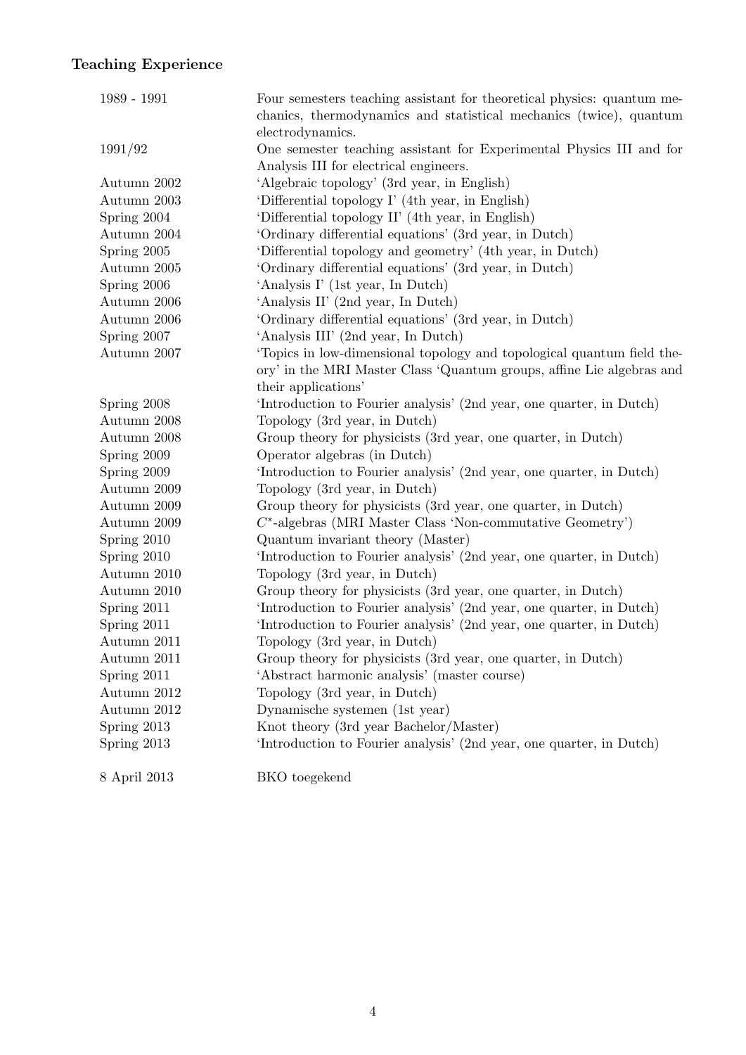**Teaching Experience**

| | |
|---|---|
| 1989 - 1991 | Four semesters teaching assistant for theoretical physics: quantum mechanics, thermodynamics and statistical mechanics (twice), quantum electrodynamics. |
| 1991/92 | One semester teaching assistant for Experimental Physics III and for Analysis III for electrical engineers. |
| Autumn 2002 | 'Algebraic topology' (3rd year, in English) |
| Autumn 2003 | 'Differential topology I' (4th year, in English) |
| Spring 2004 | 'Differential topology II' (4th year, in English) |
| Autumn 2004 | 'Ordinary differential equations' (3rd year, in Dutch) |
| Spring 2005 | 'Differential topology and geometry' (4th year, in Dutch) |
| Autumn 2005 | 'Ordinary differential equations' (3rd year, in Dutch) |
| Spring 2006 | 'Analysis I' (1st year, In Dutch) |
| Autumn 2006 | 'Analysis II' (2nd year, In Dutch) |
| Autumn 2006 | 'Ordinary differential equations' (3rd year, in Dutch) |
| Spring 2007 | 'Analysis III' (2nd year, In Dutch) |
| Autumn 2007 | 'Topics in low-dimensional topology and topological quantum field theory' in the MRI Master Class 'Quantum groups, affine Lie algebras and their applications' |
| Spring 2008 | 'Introduction to Fourier analysis' (2nd year, one quarter, in Dutch) |
| Autumn 2008 | Topology (3rd year, in Dutch) |
| Autumn 2008 | Group theory for physicists (3rd year, one quarter, in Dutch) |
| Spring 2009 | Operator algebras (in Dutch) |
| Spring 2009 | 'Introduction to Fourier analysis' (2nd year, one quarter, in Dutch) |
| Autumn 2009 | Topology (3rd year, in Dutch) |
| Autumn 2009 | Group theory for physicists (3rd year, one quarter, in Dutch) |
| Autumn 2009 | $C^*$-algebras (MRI Master Class 'Non-commutative Geometry') |
| Spring 2010 | Quantum invariant theory (Master) |
| Spring 2010 | 'Introduction to Fourier analysis' (2nd year, one quarter, in Dutch) |
| Autumn 2010 | Topology (3rd year, in Dutch) |
| Autumn 2010 | Group theory for physicists (3rd year, one quarter, in Dutch) |
| Spring 2011 | 'Introduction to Fourier analysis' (2nd year, one quarter, in Dutch) |
| Spring 2011 | 'Introduction to Fourier analysis' (2nd year, one quarter, in Dutch) |
| Autumn 2011 | Topology (3rd year, in Dutch) |
| Autumn 2011 | Group theory for physicists (3rd year, one quarter, in Dutch) |
| Spring 2011 | 'Abstract harmonic analysis' (master course) |
| Autumn 2012 | Topology (3rd year, in Dutch) |
| Autumn 2012 | Dynamische systemen (1st year) |
| Spring 2013 | Knot theory (3rd year Bachelor/Master) |
| Spring 2013 | 'Introduction to Fourier analysis' (2nd year, one quarter, in Dutch) |
| 8 April 2013 | BKO toegekend |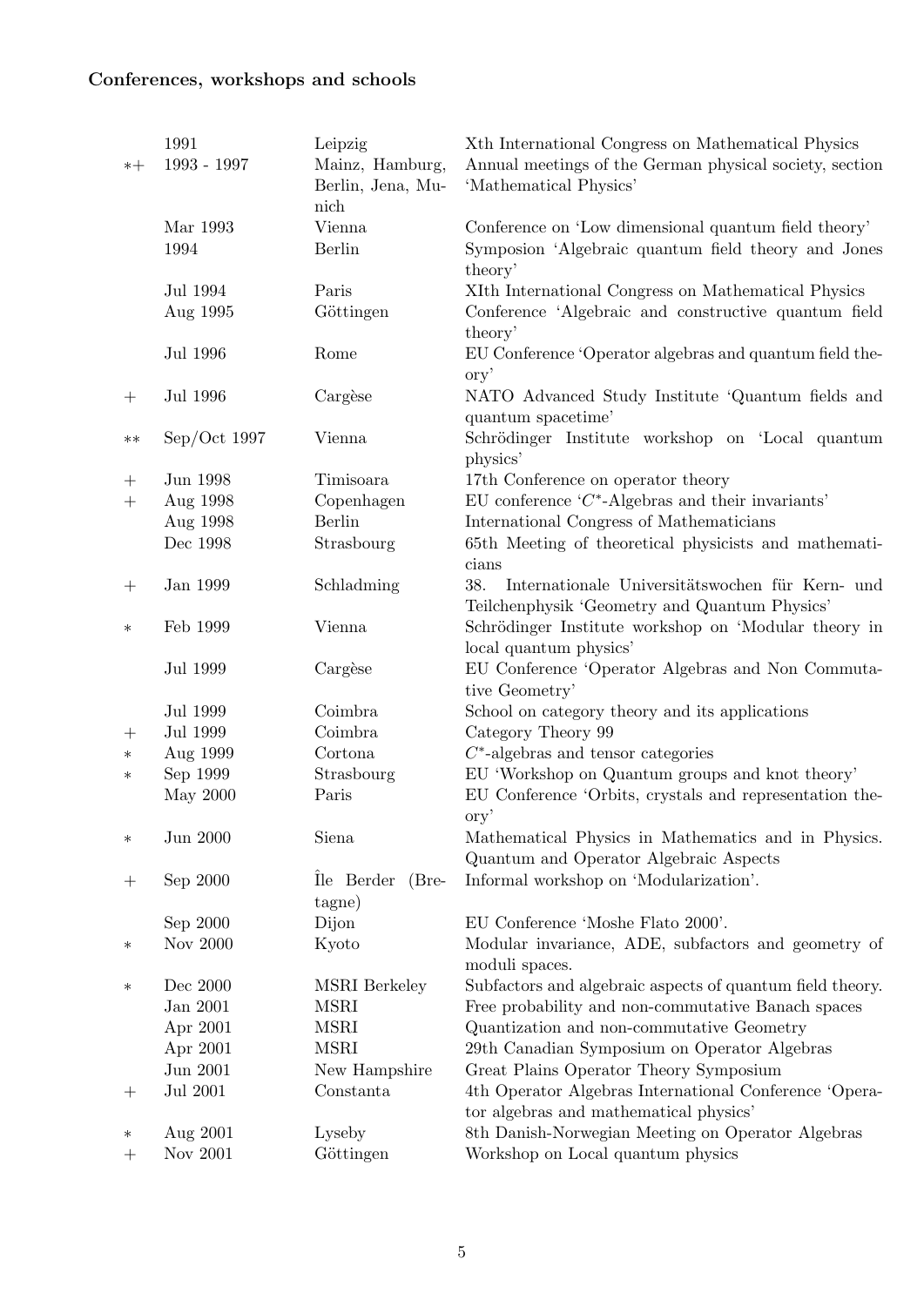### Conferences, workshops and schools

| | | | |
|---|---|---|---|
| | 1991 | Leipzig | Xth International Congress on Mathematical Physics |
| ∗+ | 1993 - 1997 | Mainz, Hamburg, Berlin, Jena, Munich | Annual meetings of the German physical society, section 'Mathematical Physics' |
| | Mar 1993 | Vienna | Conference on 'Low dimensional quantum field theory' |
| | 1994 | Berlin | Symposion 'Algebraic quantum field theory and Jones theory' |
| | Jul 1994 | Paris | XIth International Congress on Mathematical Physics |
| | Aug 1995 | Göttingen | Conference 'Algebraic and constructive quantum field theory' |
| | Jul 1996 | Rome | EU Conference 'Operator algebras and quantum field theory' |
| + | Jul 1996 | Cargèse | NATO Advanced Study Institute 'Quantum fields and quantum spacetime' |
| ∗∗ | Sep/Oct 1997 | Vienna | Schrödinger Institute workshop on 'Local quantum physics' |
| + | Jun 1998 | Timisoara | 17th Conference on operator theory |
| + | Aug 1998 | Copenhagen | EU conference '$C^*$-Algebras and their invariants' |
| | Aug 1998 | Berlin | International Congress of Mathematicians |
| | Dec 1998 | Strasbourg | 65th Meeting of theoretical physicists and mathematicians |
| + | Jan 1999 | Schladming | 38. Internationale Universitätswochen für Kern- und Teilchenphysik 'Geometry and Quantum Physics' |
| ∗ | Feb 1999 | Vienna | Schrödinger Institute workshop on 'Modular theory in local quantum physics' |
| | Jul 1999 | Cargèse | EU Conference 'Operator Algebras and Non Commutative Geometry' |
| | Jul 1999 | Coimbra | School on category theory and its applications |
| + | Jul 1999 | Coimbra | Category Theory 99 |
| ∗ | Aug 1999 | Cortona | $C^*$-algebras and tensor categories |
| ∗ | Sep 1999 | Strasbourg | EU 'Workshop on Quantum groups and knot theory' |
| | May 2000 | Paris | EU Conference 'Orbits, crystals and representation theory' |
| ∗ | Jun 2000 | Siena | Mathematical Physics in Mathematics and in Physics. Quantum and Operator Algebraic Aspects |
| + | Sep 2000 | Île Berder (Bretagne) | Informal workshop on 'Modularization'. |
| | Sep 2000 | Dijon | EU Conference 'Moshe Flato 2000'. |
| ∗ | Nov 2000 | Kyoto | Modular invariance, ADE, subfactors and geometry of moduli spaces. |
| ∗ | Dec 2000 | MSRI Berkeley | Subfactors and algebraic aspects of quantum field theory. |
| | Jan 2001 | MSRI | Free probability and non-commutative Banach spaces |
| | Apr 2001 | MSRI | Quantization and non-commutative Geometry |
| | Apr 2001 | MSRI | 29th Canadian Symposium on Operator Algebras |
| | Jun 2001 | New Hampshire | Great Plains Operator Theory Symposium |
| + | Jul 2001 | Constanta | 4th Operator Algebras International Conference 'Operator algebras and mathematical physics' |
| ∗ | Aug 2001 | Lyseby | 8th Danish-Norwegian Meeting on Operator Algebras |
| + | Nov 2001 | Göttingen | Workshop on Local quantum physics |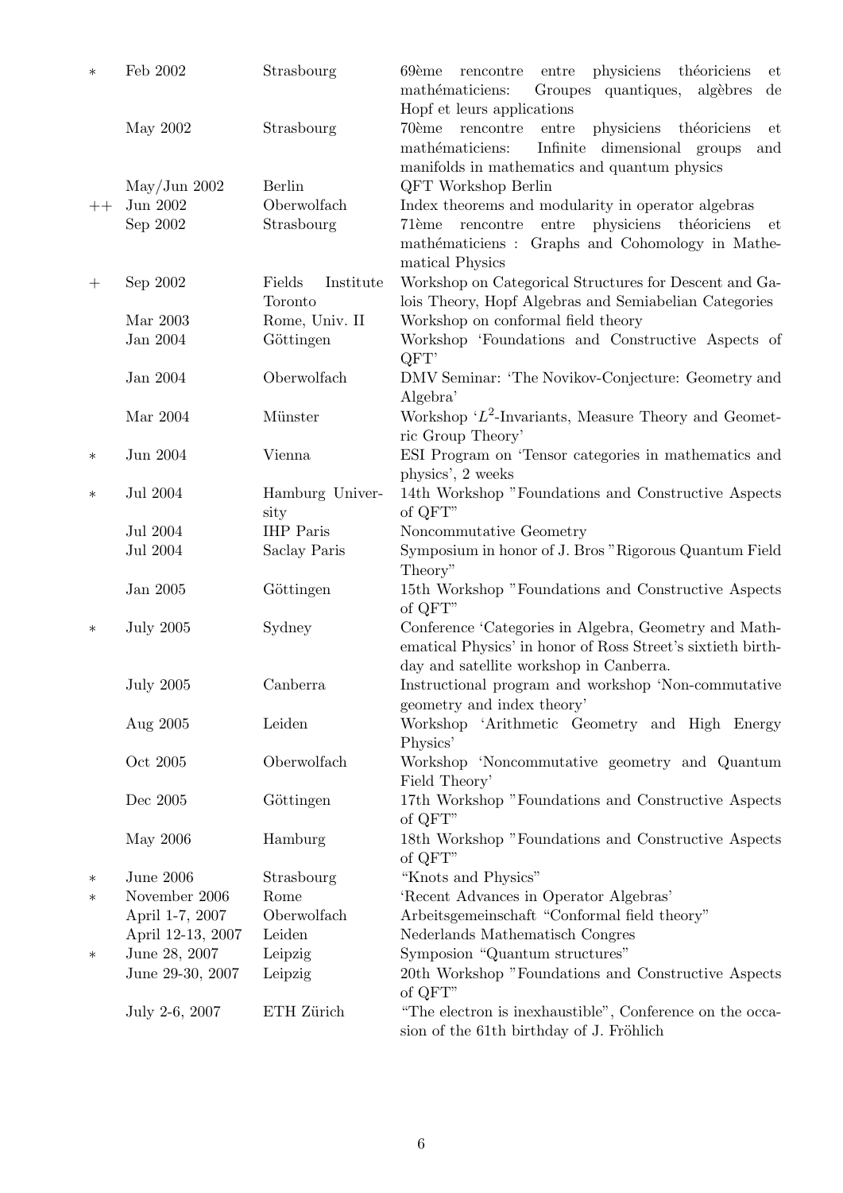| | | | |
|---|---|---|---|
| * | Feb 2002 | Strasbourg | 69ème rencontre entre physiciens théoriciens et mathématiciens: Groupes quantiques, algèbres de Hopf et leurs applications |
| | May 2002 | Strasbourg | 70ème rencontre entre physiciens théoriciens et mathématiciens: Infinite dimensional groups and manifolds in mathematics and quantum physics |
| | May/Jun 2002 | Berlin | QFT Workshop Berlin |
| ++ | Jun 2002 | Oberwolfach | Index theorems and modularity in operator algebras |
| | Sep 2002 | Strasbourg | 71ème rencontre entre physiciens théoriciens et mathématiciens : Graphs and Cohomology in Mathematical Physics |
| + | Sep 2002 | Fields Institute Toronto | Workshop on Categorical Structures for Descent and Galois Theory, Hopf Algebras and Semiabelian Categories |
| | Mar 2003 | Rome, Univ. II | Workshop on conformal field theory |
| | Jan 2004 | Göttingen | Workshop 'Foundations and Constructive Aspects of QFT' |
| | Jan 2004 | Oberwolfach | DMV Seminar: 'The Novikov-Conjecture: Geometry and Algebra' |
| | Mar 2004 | Münster | Workshop '$L^2$-Invariants, Measure Theory and Geometric Group Theory' |
| * | Jun 2004 | Vienna | ESI Program on 'Tensor categories in mathematics and physics', 2 weeks |
| * | Jul 2004 | Hamburg University | 14th Workshop "Foundations and Constructive Aspects of QFT" |
| | Jul 2004 | IHP Paris | Noncommutative Geometry |
| | Jul 2004 | Saclay Paris | Symposium in honor of J. Bros "Rigorous Quantum Field Theory" |
| | Jan 2005 | Göttingen | 15th Workshop "Foundations and Constructive Aspects of QFT" |
| * | July 2005 | Sydney | Conference 'Categories in Algebra, Geometry and Mathematical Physics' in honor of Ross Street's sixtieth birthday and satellite workshop in Canberra. |
| | July 2005 | Canberra | Instructional program and workshop 'Non-commutative geometry and index theory' |
| | Aug 2005 | Leiden | Workshop 'Arithmetic Geometry and High Energy Physics' |
| | Oct 2005 | Oberwolfach | Workshop 'Noncommutative geometry and Quantum Field Theory' |
| | Dec 2005 | Göttingen | 17th Workshop "Foundations and Constructive Aspects of QFT" |
| | May 2006 | Hamburg | 18th Workshop "Foundations and Constructive Aspects of QFT" |
| * | June 2006 | Strasbourg | "Knots and Physics" |
| * | November 2006 | Rome | 'Recent Advances in Operator Algebras' |
| | April 1-7, 2007 | Oberwolfach | Arbeitsgemeinschaft "Conformal field theory" |
| | April 12-13, 2007 | Leiden | Nederlands Mathematisch Congres |
| * | June 28, 2007 | Leipzig | Symposion "Quantum structures" |
| | June 29-30, 2007 | Leipzig | 20th Workshop "Foundations and Constructive Aspects of QFT" |
| | July 2-6, 2007 | ETH Zürich | "The electron is inexhaustible", Conference on the occasion of the 61th birthday of J. Fröhlich |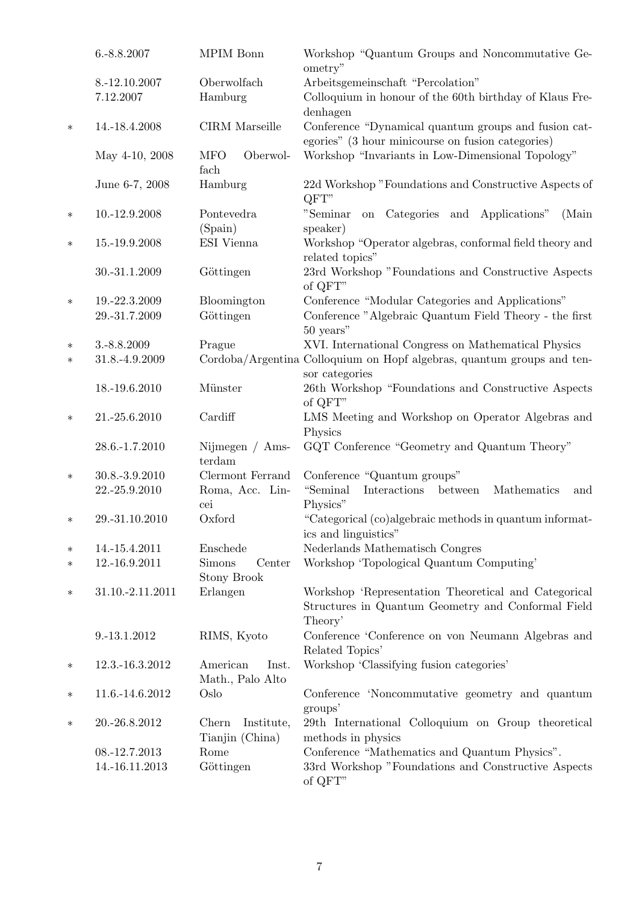| | | | |
|---|---|---|---|
| | 6.-8.8.2007 | MPIM Bonn | Workshop “Quantum Groups and Noncommutative Geometry” |
| | 8.-12.10.2007 | Oberwolfach | Arbeitsgemeinschaft “Percolation” |
| | 7.12.2007 | Hamburg | Colloquium in honour of the 60th birthday of Klaus Fredenhagen |
| * | 14.-18.4.2008 | CIRM Marseille | Conference “Dynamical quantum groups and fusion categories” (3 hour minicourse on fusion categories) |
| | May 4-10, 2008 | MFO Oberwolfach | Workshop “Invariants in Low-Dimensional Topology” |
| | June 6-7, 2008 | Hamburg | 22d Workshop ”Foundations and Constructive Aspects of QFT” |
| * | 10.-12.9.2008 | Pontevedra (Spain) | ”Seminar on Categories and Applications” (Main speaker) |
| * | 15.-19.9.2008 | ESI Vienna | Workshop “Operator algebras, conformal field theory and related topics” |
| | 30.-31.1.2009 | Göttingen | 23rd Workshop ”Foundations and Constructive Aspects of QFT” |
| * | 19.-22.3.2009 | Bloomington | Conference “Modular Categories and Applications” |
| | 29.-31.7.2009 | Göttingen | Conference ”Algebraic Quantum Field Theory - the first 50 years” |
| * | 3.-8.8.2009 | Prague | XVI. International Congress on Mathematical Physics |
| * | 31.8.-4.9.2009 | Cordoba/Argentina | Colloquium on Hopf algebras, quantum groups and tensor categories |
| | 18.-19.6.2010 | Münster | 26th Workshop “Foundations and Constructive Aspects of QFT” |
| * | 21.-25.6.2010 | Cardiff | LMS Meeting and Workshop on Operator Algebras and Physics |
| | 28.6.-1.7.2010 | Nijmegen / Amsterdam | GQT Conference “Geometry and Quantum Theory” |
| * | 30.8.-3.9.2010 | Clermont Ferrand | Conference “Quantum groups” |
| | 22.-25.9.2010 | Roma, Acc. Lincei | “Seminal Interactions between Mathematics and Physics” |
| * | 29.-31.10.2010 | Oxford | “Categorical (co)algebraic methods in quantum informatics and linguistics” |
| * | 14.-15.4.2011 | Enschede | Nederlands Mathematisch Congres |
| * | 12.-16.9.2011 | Simons Center Stony Brook | Workshop ‘Topological Quantum Computing’ |
| * | 31.10.-2.11.2011 | Erlangen | Workshop ‘Representation Theoretical and Categorical Structures in Quantum Geometry and Conformal Field Theory’ |
| | 9.-13.1.2012 | RIMS, Kyoto | Conference ‘Conference on von Neumann Algebras and Related Topics’ |
| * | 12.3.-16.3.2012 | American Inst. Math., Palo Alto | Workshop ‘Classifying fusion categories’ |
| * | 11.6.-14.6.2012 | Oslo | Conference ‘Noncommutative geometry and quantum groups’ |
| * | 20.-26.8.2012 | Chern Institute, Tianjin (China) | 29th International Colloquium on Group theoretical methods in physics |
| | 08.-12.7.2013 | Rome | Conference “Mathematics and Quantum Physics”. |
| | 14.-16.11.2013 | Göttingen | 33rd Workshop ”Foundations and Constructive Aspects of QFT” |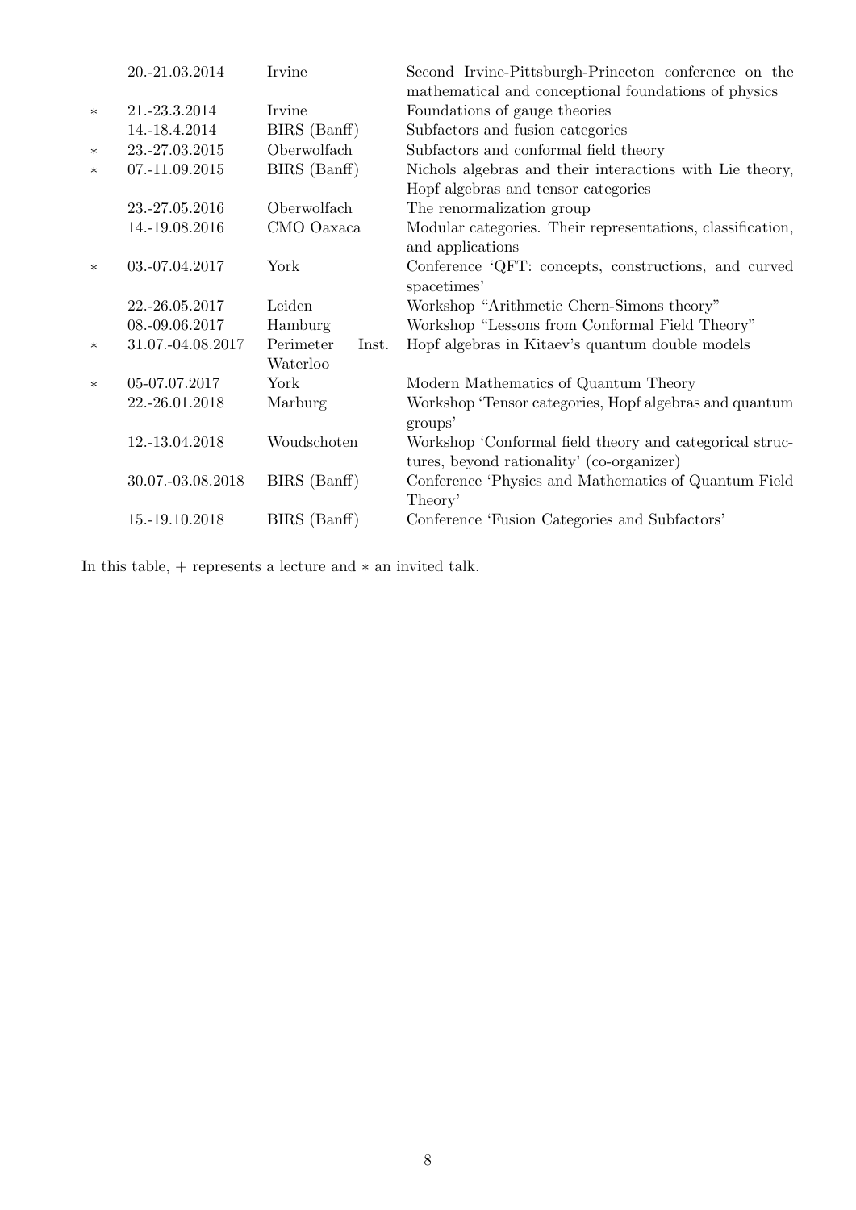| | | | |
|---|---|---|---|
| | 20.-21.03.2014 | Irvine | Second Irvine-Pittsburgh-Princeton conference on the mathematical and conceptional foundations of physics |
| * | 21.-23.3.2014 | Irvine | Foundations of gauge theories |
| | 14.-18.4.2014 | BIRS (Banff) | Subfactors and fusion categories |
| * | 23.-27.03.2015 | Oberwolfach | Subfactors and conformal field theory |
| * | 07.-11.09.2015 | BIRS (Banff) | Nichols algebras and their interactions with Lie theory, Hopf algebras and tensor categories |
| | 23.-27.05.2016 | Oberwolfach | The renormalization group |
| | 14.-19.08.2016 | CMO Oaxaca | Modular categories. Their representations, classification, and applications |
| * | 03.-07.04.2017 | York | Conference 'QFT: concepts, constructions, and curved spacetimes' |
| | 22.-26.05.2017 | Leiden | Workshop "Arithmetic Chern-Simons theory" |
| | 08.-09.06.2017 | Hamburg | Workshop "Lessons from Conformal Field Theory" |
| * | 31.07.-04.08.2017 | Perimeter Inst. Waterloo | Hopf algebras in Kitaev's quantum double models |
| * | 05-07.07.2017 | York | Modern Mathematics of Quantum Theory |
| | 22.-26.01.2018 | Marburg | Workshop 'Tensor categories, Hopf algebras and quantum groups' |
| | 12.-13.04.2018 | Woudschoten | Workshop 'Conformal field theory and categorical structures, beyond rationality' (co-organizer) |
| | 30.07.-03.08.2018 | BIRS (Banff) | Conference 'Physics and Mathematics of Quantum Field Theory' |
| | 15.-19.10.2018 | BIRS (Banff) | Conference 'Fusion Categories and Subfactors' |

In this table, + represents a lecture and * an invited talk.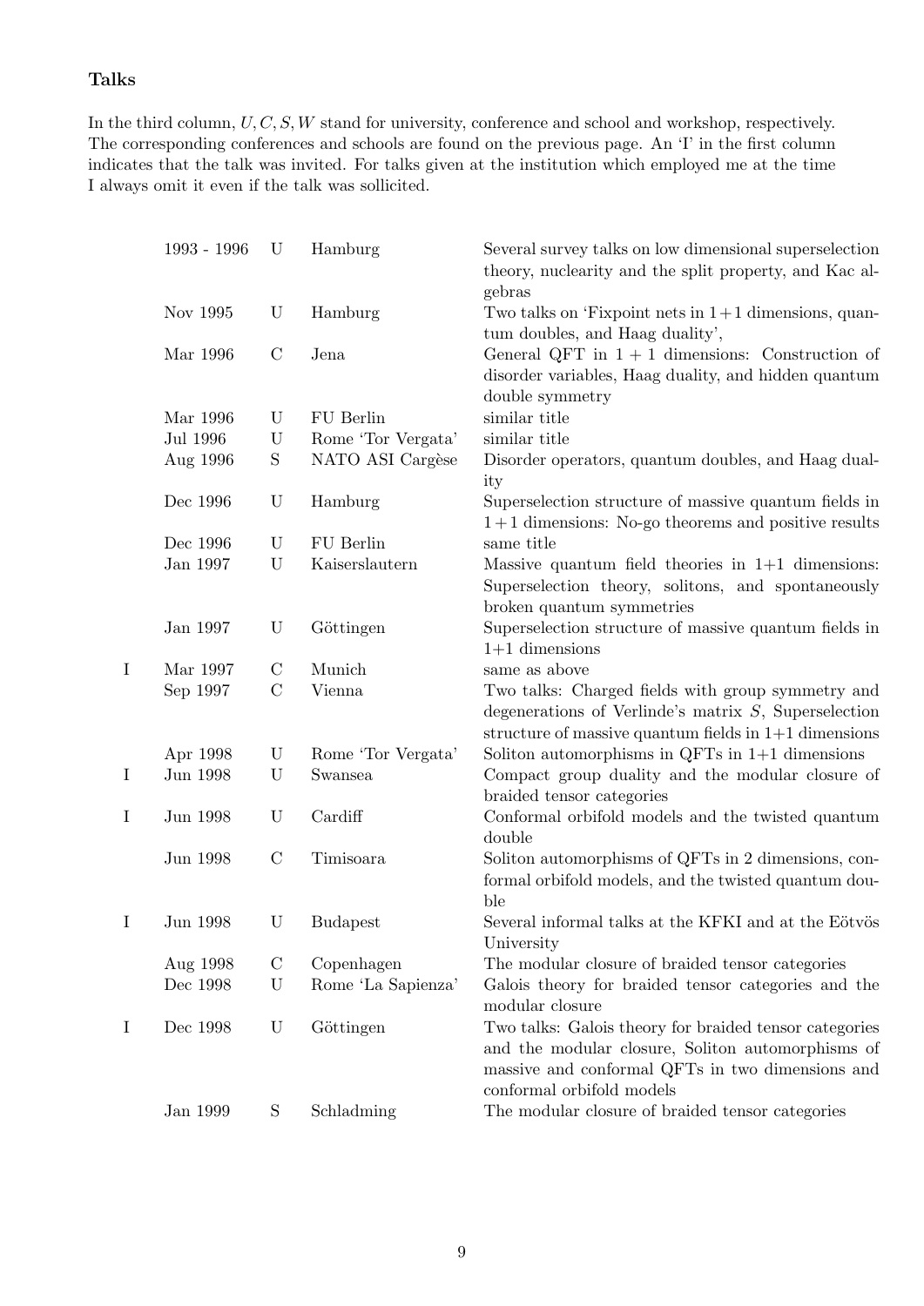### Talks

In the third column, $U, C, S, W$ stand for university, conference and school and workshop, respectively. The corresponding conferences and schools are found on the previous page. An 'I' in the first column indicates that the talk was invited. For talks given at the institution which employed me at the time I always omit it even if the talk was sollicited.

| | | | | |
|---|---|---|---|---|
| | 1993 - 1996 | U | Hamburg | Several survey talks on low dimensional superselection theory, nuclearity and the split property, and Kac algebras |
| | Nov 1995 | U | Hamburg | Two talks on 'Fixpoint nets in 1+1 dimensions, quantum doubles, and Haag duality', |
| | Mar 1996 | C | Jena | General QFT in $1+1$ dimensions: Construction of disorder variables, Haag duality, and hidden quantum double symmetry |
| | Mar 1996 | U | FU Berlin | similar title |
| | Jul 1996 | U | Rome 'Tor Vergata' | similar title |
| | Aug 1996 | S | NATO ASI Cargèse | Disorder operators, quantum doubles, and Haag duality |
| | Dec 1996 | U | Hamburg | Superselection structure of massive quantum fields in $1+1$ dimensions: No-go theorems and positive results |
| | Dec 1996 | U | FU Berlin | same title |
| | Jan 1997 | U | Kaiserslautern | Massive quantum field theories in 1+1 dimensions: Superselection theory, solitons, and spontaneously broken quantum symmetries |
| | Jan 1997 | U | Göttingen | Superselection structure of massive quantum fields in 1+1 dimensions |
| I | Mar 1997 | C | Munich | same as above |
| | Sep 1997 | C | Vienna | Two talks: Charged fields with group symmetry and degenerations of Verlinde's matrix $S$, Superselection structure of massive quantum fields in 1+1 dimensions |
| | Apr 1998 | U | Rome 'Tor Vergata' | Soliton automorphisms in QFTs in 1+1 dimensions |
| I | Jun 1998 | U | Swansea | Compact group duality and the modular closure of braided tensor categories |
| I | Jun 1998 | U | Cardiff | Conformal orbifold models and the twisted quantum double |
| | Jun 1998 | C | Timisoara | Soliton automorphisms of QFTs in 2 dimensions, conformal orbifold models, and the twisted quantum double |
| I | Jun 1998 | U | Budapest | Several informal talks at the KFKI and at the Eötvös University |
| | Aug 1998 | C | Copenhagen | The modular closure of braided tensor categories |
| | Dec 1998 | U | Rome 'La Sapienza' | Galois theory for braided tensor categories and the modular closure |
| I | Dec 1998 | U | Göttingen | Two talks: Galois theory for braided tensor categories and the modular closure, Soliton automorphisms of massive and conformal QFTs in two dimensions and conformal orbifold models |
| | Jan 1999 | S | Schladming | The modular closure of braided tensor categories |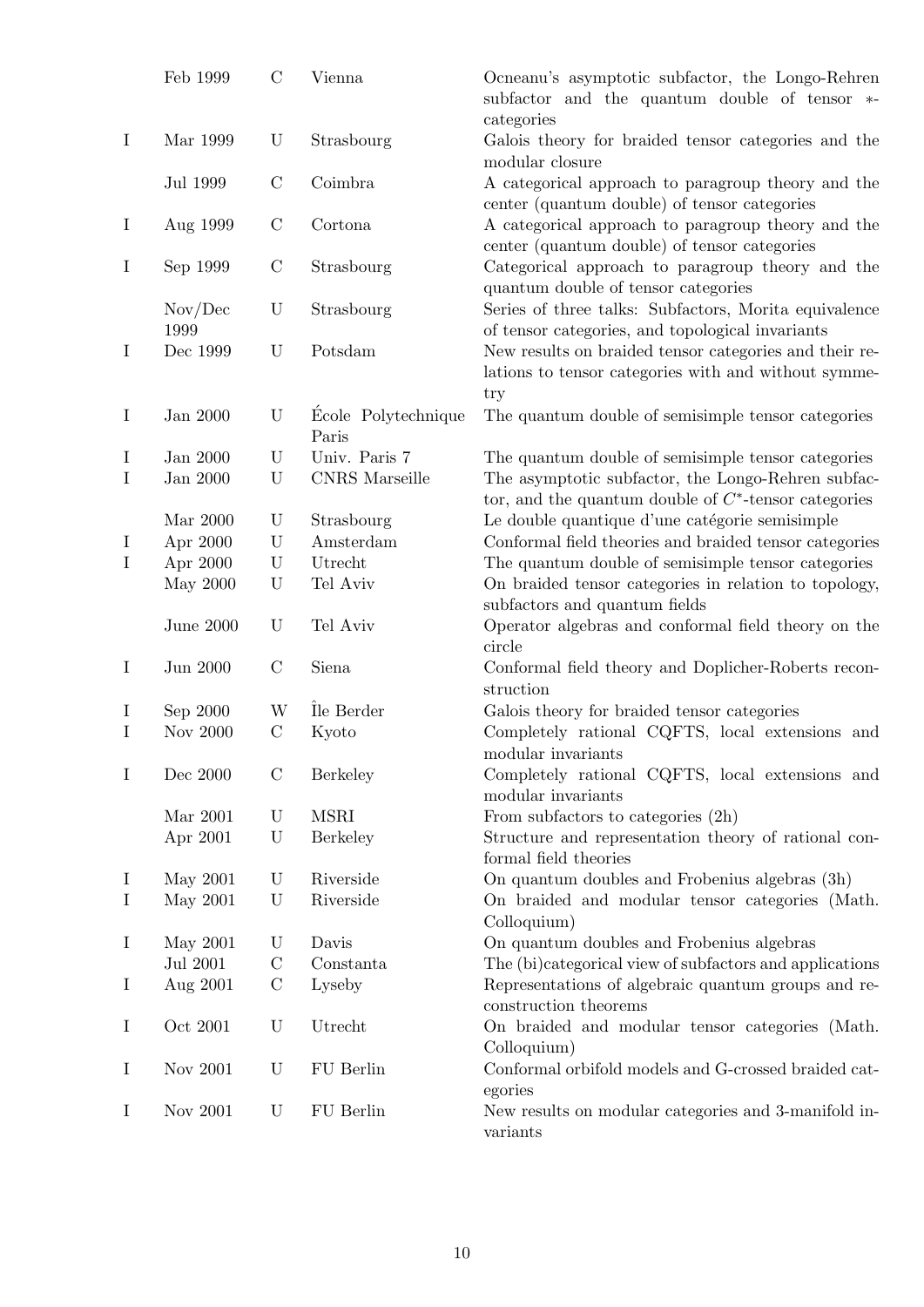|  |  |  |  |  |
|---|---|---|---|---|
|  | Feb 1999 | C | Vienna | Ocneanu's asymptotic subfactor, the Longo-Rehren subfactor and the quantum double of tensor $*$-categories |
| I | Mar 1999 | U | Strasbourg | Galois theory for braided tensor categories and the modular closure |
|  | Jul 1999 | C | Coimbra | A categorical approach to paragroup theory and the center (quantum double) of tensor categories |
| I | Aug 1999 | C | Cortona | A categorical approach to paragroup theory and the center (quantum double) of tensor categories |
| I | Sep 1999 | C | Strasbourg | Categorical approach to paragroup theory and the quantum double of tensor categories |
|  | Nov/Dec 1999 | U | Strasbourg | Series of three talks: Subfactors, Morita equivalence of tensor categories, and topological invariants |
| I | Dec 1999 | U | Potsdam | New results on braided tensor categories and their relations to tensor categories with and without symmetry |
| I | Jan 2000 | U | École Polytechnique Paris | The quantum double of semisimple tensor categories |
| I | Jan 2000 | U | Univ. Paris 7 | The quantum double of semisimple tensor categories |
| I | Jan 2000 | U | CNRS Marseille | The asymptotic subfactor, the Longo-Rehren subfactor, and the quantum double of $C^*$-tensor categories |
|  | Mar 2000 | U | Strasbourg | Le double quantique d'une catégorie semisimple |
| I | Apr 2000 | U | Amsterdam | Conformal field theories and braided tensor categories |
| I | Apr 2000 | U | Utrecht | The quantum double of semisimple tensor categories |
|  | May 2000 | U | Tel Aviv | On braided tensor categories in relation to topology, subfactors and quantum fields |
|  | June 2000 | U | Tel Aviv | Operator algebras and conformal field theory on the circle |
| I | Jun 2000 | C | Siena | Conformal field theory and Doplicher-Roberts reconstruction |
| I | Sep 2000 | W | Île Berder | Galois theory for braided tensor categories |
| I | Nov 2000 | C | Kyoto | Completely rational CQFTS, local extensions and modular invariants |
| I | Dec 2000 | C | Berkeley | Completely rational CQFTS, local extensions and modular invariants |
|  | Mar 2001 | U | MSRI | From subfactors to categories (2h) |
|  | Apr 2001 | U | Berkeley | Structure and representation theory of rational conformal field theories |
| I | May 2001 | U | Riverside | On quantum doubles and Frobenius algebras (3h) |
| I | May 2001 | U | Riverside | On braided and modular tensor categories (Math. Colloquium) |
| I | May 2001 | U | Davis | On quantum doubles and Frobenius algebras |
|  | Jul 2001 | C | Constanta | The (bi)categorical view of subfactors and applications |
| I | Aug 2001 | C | Lyseby | Representations of algebraic quantum groups and reconstruction theorems |
| I | Oct 2001 | U | Utrecht | On braided and modular tensor categories (Math. Colloquium) |
| I | Nov 2001 | U | FU Berlin | Conformal orbifold models and G-crossed braided categories |
| I | Nov 2001 | U | FU Berlin | New results on modular categories and 3-manifold invariants |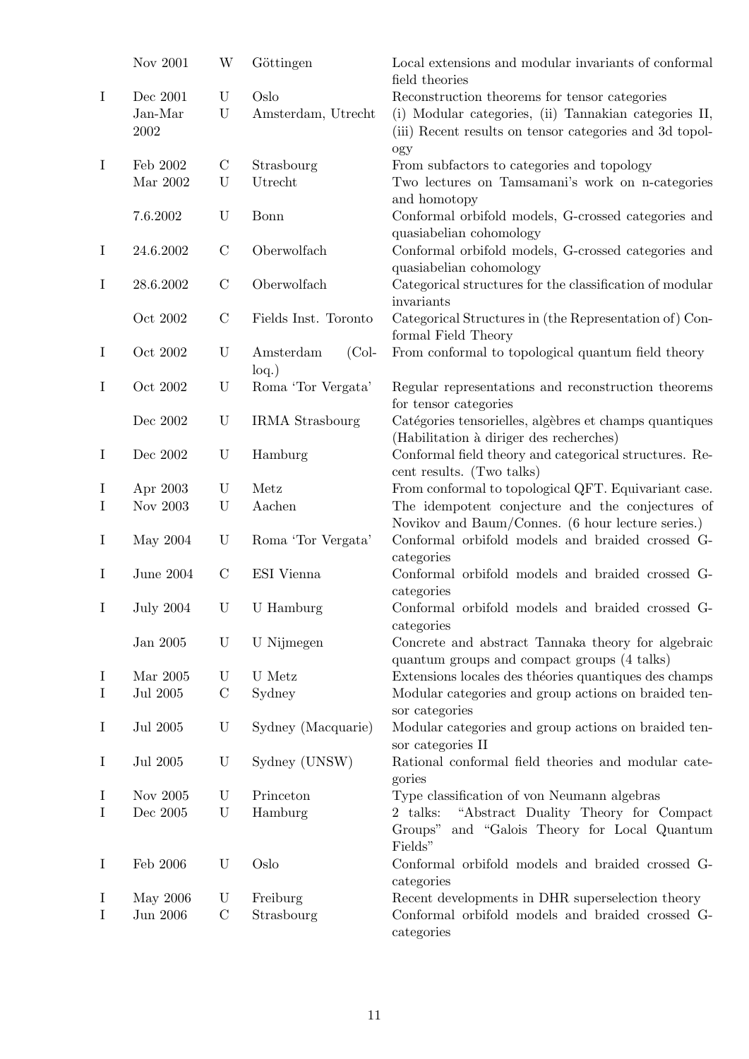| | | | | |
|---|---|---|---|---|
| | Nov 2001 | W | Göttingen | Local extensions and modular invariants of conformal field theories |
| I | Dec 2001 | U | Oslo | Reconstruction theorems for tensor categories |
| | Jan-Mar 2002 | U | Amsterdam, Utrecht | (i) Modular categories, (ii) Tannakian categories II, (iii) Recent results on tensor categories and 3d topology |
| I | Feb 2002 | C | Strasbourg | From subfactors to categories and topology |
| | Mar 2002 | U | Utrecht | Two lectures on Tamsamani's work on n-categories and homotopy |
| | 7.6.2002 | U | Bonn | Conformal orbifold models, G-crossed categories and quasiabelian cohomology |
| I | 24.6.2002 | C | Oberwolfach | Conformal orbifold models, G-crossed categories and quasiabelian cohomology |
| I | 28.6.2002 | C | Oberwolfach | Categorical structures for the classification of modular invariants |
| | Oct 2002 | C | Fields Inst. Toronto | Categorical Structures in (the Representation of) Conformal Field Theory |
| I | Oct 2002 | U | Amsterdam (Colloq.) | From conformal to topological quantum field theory |
| I | Oct 2002 | U | Roma 'Tor Vergata' | Regular representations and reconstruction theorems for tensor categories |
| | Dec 2002 | U | IRMA Strasbourg | Catégories tensorielles, algèbres et champs quantiques (Habilitation à diriger des recherches) |
| I | Dec 2002 | U | Hamburg | Conformal field theory and categorical structures. Recent results. (Two talks) |
| I | Apr 2003 | U | Metz | From conformal to topological QFT. Equivariant case. |
| I | Nov 2003 | U | Aachen | The idempotent conjecture and the conjectures of Novikov and Baum/Connes. (6 hour lecture series.) |
| I | May 2004 | U | Roma 'Tor Vergata' | Conformal orbifold models and braided crossed G-categories |
| I | June 2004 | C | ESI Vienna | Conformal orbifold models and braided crossed G-categories |
| I | July 2004 | U | U Hamburg | Conformal orbifold models and braided crossed G-categories |
| | Jan 2005 | U | U Nijmegen | Concrete and abstract Tannaka theory for algebraic quantum groups and compact groups (4 talks) |
| I | Mar 2005 | U | U Metz | Extensions locales des théories quantiques des champs |
| I | Jul 2005 | C | Sydney | Modular categories and group actions on braided tensor categories |
| I | Jul 2005 | U | Sydney (Macquarie) | Modular categories and group actions on braided tensor categories II |
| I | Jul 2005 | U | Sydney (UNSW) | Rational conformal field theories and modular categories |
| I | Nov 2005 | U | Princeton | Type classification of von Neumann algebras |
| I | Dec 2005 | U | Hamburg | 2 talks: "Abstract Duality Theory for Compact Groups" and "Galois Theory for Local Quantum Fields" |
| I | Feb 2006 | U | Oslo | Conformal orbifold models and braided crossed G-categories |
| I | May 2006 | U | Freiburg | Recent developments in DHR superselection theory |
| I | Jun 2006 | C | Strasbourg | Conformal orbifold models and braided crossed G-categories |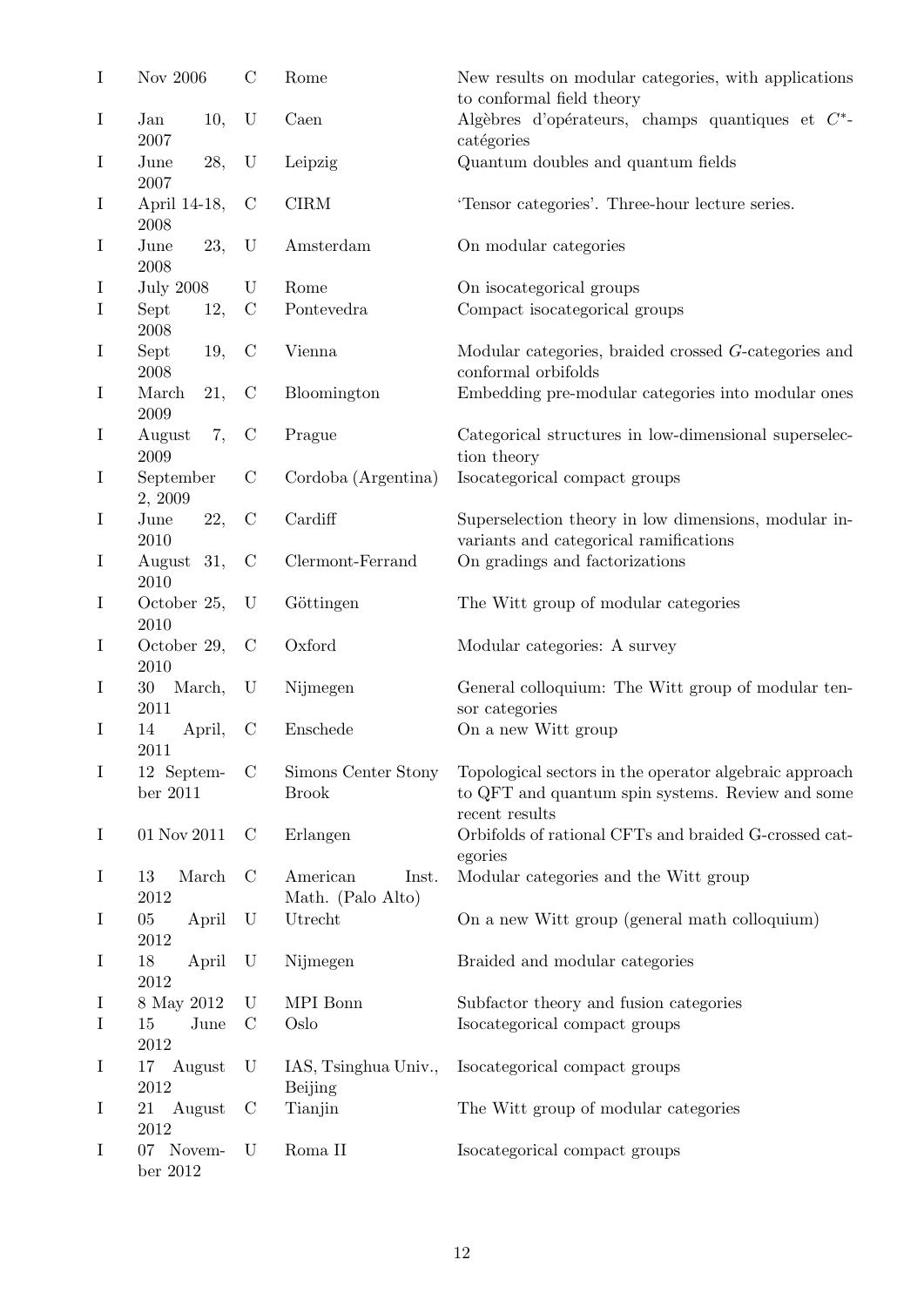| | | | | |
|---|---|---|---|---|
| I | Nov 2006 | C | Rome | New results on modular categories, with applications to conformal field theory |
| I | Jan 10, 2007 | U | Caen | Algèbres d'opérateurs, champs quantiques et $C^*$-catégories |
| I | June 28, 2007 | U | Leipzig | Quantum doubles and quantum fields |
| I | April 14-18, 2008 | C | CIRM | 'Tensor categories'. Three-hour lecture series. |
| I | June 23, 2008 | U | Amsterdam | On modular categories |
| I | July 2008 | U | Rome | On isocategorical groups |
| I | Sept 12, 2008 | C | Pontevedra | Compact isocategorical groups |
| I | Sept 19, 2008 | C | Vienna | Modular categories, braided crossed $G$-categories and conformal orbifolds |
| I | March 21, 2009 | C | Bloomington | Embedding pre-modular categories into modular ones |
| I | August 7, 2009 | C | Prague | Categorical structures in low-dimensional superselection theory |
| I | September 2, 2009 | C | Cordoba (Argentina) | Isocategorical compact groups |
| I | June 22, 2010 | C | Cardiff | Superselection theory in low dimensions, modular invariants and categorical ramifications |
| I | August 31, 2010 | C | Clermont-Ferrand | On gradings and factorizations |
| I | October 25, 2010 | U | Göttingen | The Witt group of modular categories |
| I | October 29, 2010 | C | Oxford | Modular categories: A survey |
| I | 30 March, 2011 | U | Nijmegen | General colloquium: The Witt group of modular tensor categories |
| I | 14 April, 2011 | C | Enschede | On a new Witt group |
| I | 12 September 2011 | C | Simons Center Stony Brook | Topological sectors in the operator algebraic approach to QFT and quantum spin systems. Review and some recent results |
| I | 01 Nov 2011 | C | Erlangen | Orbifolds of rational CFTs and braided G-crossed categories |
| I | 13 March 2012 | C | American Inst. Math. (Palo Alto) | Modular categories and the Witt group |
| I | 05 April 2012 | U | Utrecht | On a new Witt group (general math colloquium) |
| I | 18 April 2012 | U | Nijmegen | Braided and modular categories |
| I | 8 May 2012 | U | MPI Bonn | Subfactor theory and fusion categories |
| I | 15 June 2012 | C | Oslo | Isocategorical compact groups |
| I | 17 August 2012 | U | IAS, Tsinghua Univ., Beijing | Isocategorical compact groups |
| I | 21 August 2012 | C | Tianjin | The Witt group of modular categories |
| I | 07 November 2012 | U | Roma II | Isocategorical compact groups |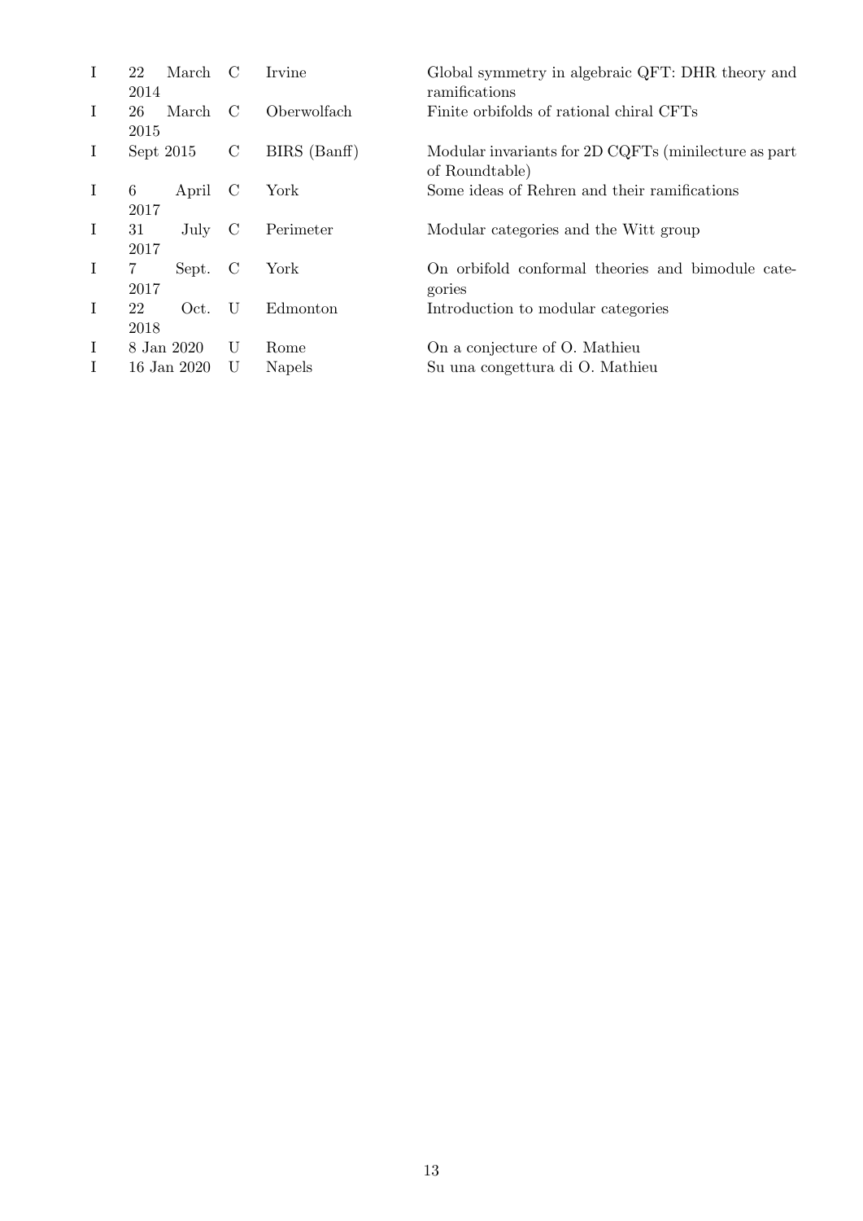| | | | | |
|---|---|---|---|---|
| I | 22 March 2014 | C | Irvine | Global symmetry in algebraic QFT: DHR theory and ramifications |
| I | 26 March 2015 | C | Oberwolfach | Finite orbifolds of rational chiral CFTs |
| I | Sept 2015 | C | BIRS (Banff) | Modular invariants for 2D CQFTs (minilecture as part of Roundtable) |
| I | 6 April 2017 | C | York | Some ideas of Rehren and their ramifications |
| I | 31 July 2017 | C | Perimeter | Modular categories and the Witt group |
| I | 7 Sept. 2017 | C | York | On orbifold conformal theories and bimodule categories |
| I | 22 Oct. 2018 | U | Edmonton | Introduction to modular categories |
| I | 8 Jan 2020 | U | Rome | On a conjecture of O. Mathieu |
| I | 16 Jan 2020 | U | Napels | Su una congettura di O. Mathieu |